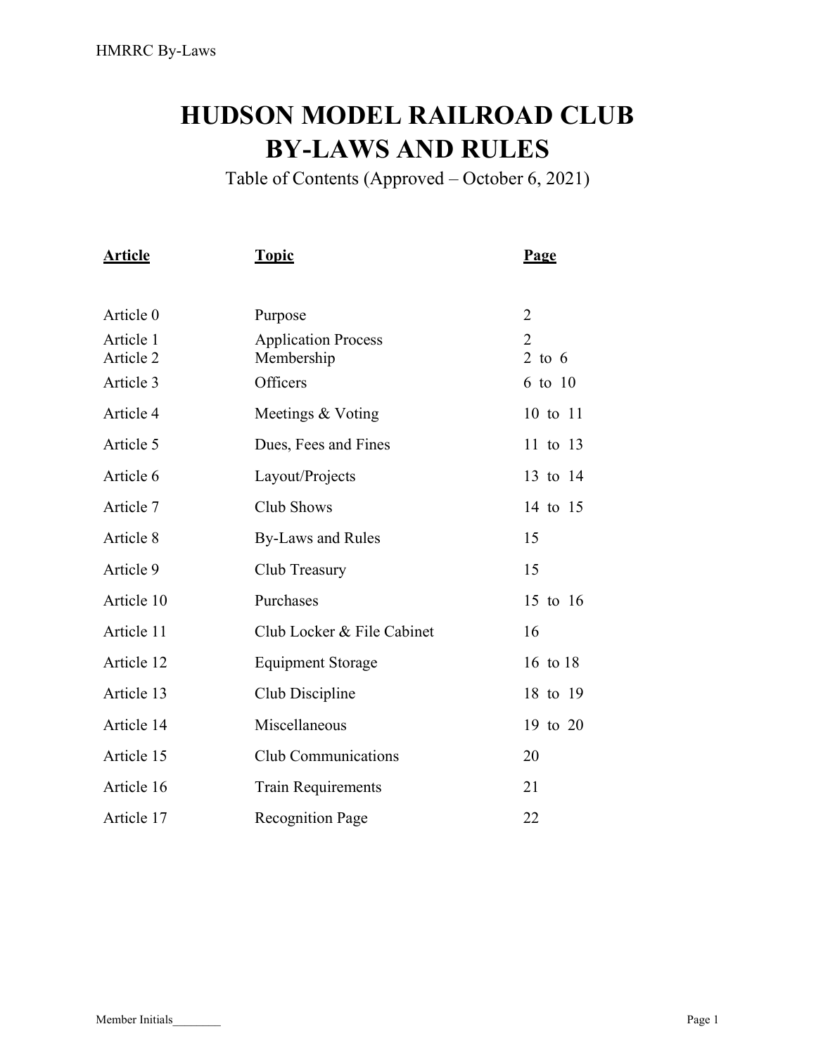# HUDSON MODEL RAILROAD CLUB
# BY-LAWS AND RULES

Table of Contents (Approved – October 6, 2021)

| Article | Topic | Page |
|---|---|---|
| Article 0 | Purpose | 2 |
| Article 1 | Application Process | 2 |
| Article 2 | Membership | 2 to 6 |
| Article 3 | Officers | 6 to 10 |
| Article 4 | Meetings & Voting | 10 to 11 |
| Article 5 | Dues, Fees and Fines | 11 to 13 |
| Article 6 | Layout/Projects | 13 to 14 |
| Article 7 | Club Shows | 14 to 15 |
| Article 8 | By-Laws and Rules | 15 |
| Article 9 | Club Treasury | 15 |
| Article 10 | Purchases | 15 to 16 |
| Article 11 | Club Locker & File Cabinet | 16 |
| Article 12 | Equipment Storage | 16 to 18 |
| Article 13 | Club Discipline | 18 to 19 |
| Article 14 | Miscellaneous | 19 to 20 |
| Article 15 | Club Communications | 20 |
| Article 16 | Train Requirements | 21 |
| Article 17 | Recognition Page | 22 |

Member Initials________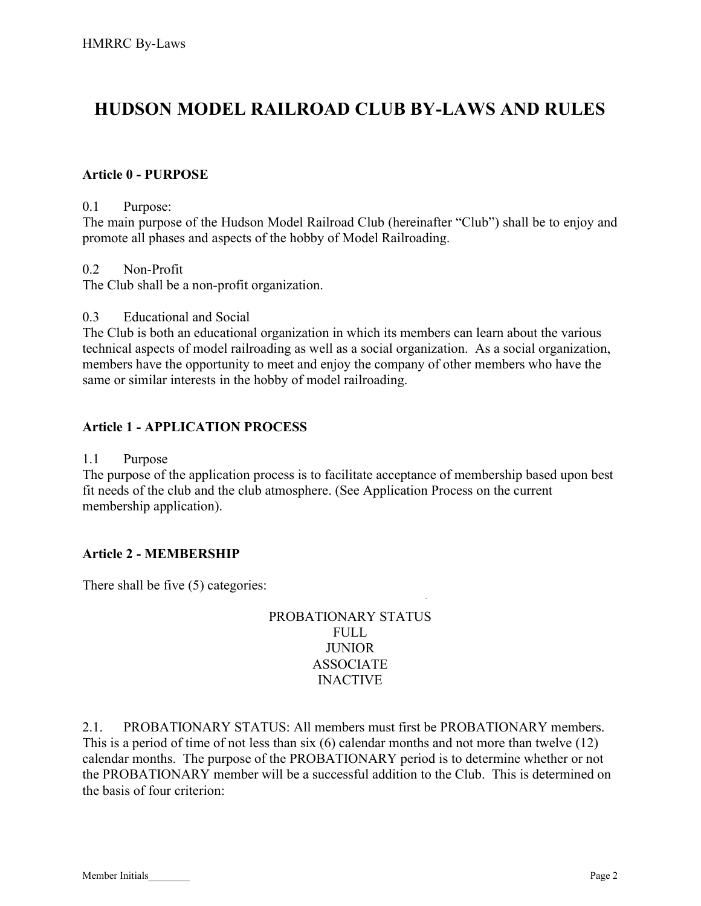# HUDSON MODEL RAILROAD CLUB BY-LAWS AND RULES

## Article 0 - PURPOSE

0.1 Purpose:
The main purpose of the Hudson Model Railroad Club (hereinafter "Club") shall be to enjoy and promote all phases and aspects of the hobby of Model Railroading.

0.2 Non-Profit
The Club shall be a non-profit organization.

0.3 Educational and Social
The Club is both an educational organization in which its members can learn about the various technical aspects of model railroading as well as a social organization. As a social organization, members have the opportunity to meet and enjoy the company of other members who have the same or similar interests in the hobby of model railroading.

## Article 1 - APPLICATION PROCESS

1.1 Purpose
The purpose of the application process is to facilitate acceptance of membership based upon best fit needs of the club and the club atmosphere. (See Application Process on the current membership application).

## Article 2 - MEMBERSHIP

There shall be five (5) categories:

PROBATIONARY STATUS
FULL
JUNIOR
ASSOCIATE
INACTIVE

2.1. PROBATIONARY STATUS: All members must first be PROBATIONARY members. This is a period of time of not less than six (6) calendar months and not more than twelve (12) calendar months. The purpose of the PROBATIONARY period is to determine whether or not the PROBATIONARY member will be a successful addition to the Club. This is determined on the basis of four criterion: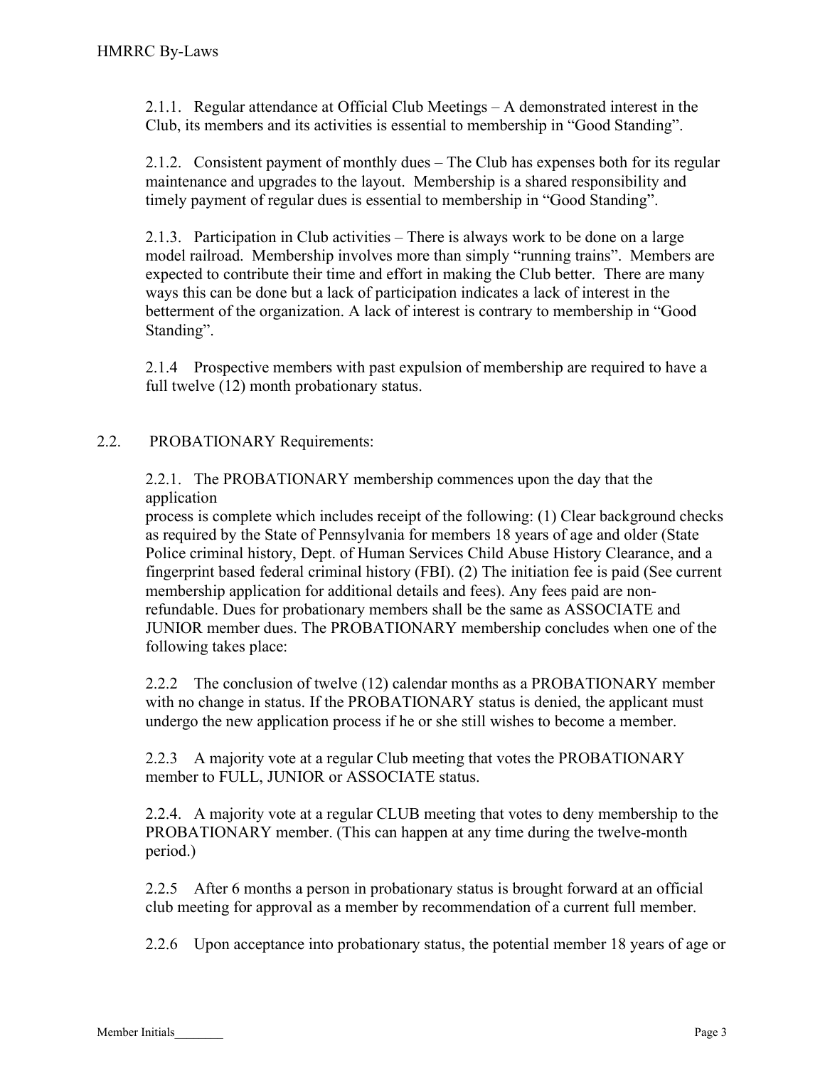2.1.1. Regular attendance at Official Club Meetings – A demonstrated interest in the Club, its members and its activities is essential to membership in "Good Standing".

2.1.2. Consistent payment of monthly dues – The Club has expenses both for its regular maintenance and upgrades to the layout. Membership is a shared responsibility and timely payment of regular dues is essential to membership in "Good Standing".

2.1.3. Participation in Club activities – There is always work to be done on a large model railroad. Membership involves more than simply "running trains". Members are expected to contribute their time and effort in making the Club better. There are many ways this can be done but a lack of participation indicates a lack of interest in the betterment of the organization. A lack of interest is contrary to membership in "Good Standing".

2.1.4 Prospective members with past expulsion of membership are required to have a full twelve (12) month probationary status.

2.2. PROBATIONARY Requirements:

2.2.1. The PROBATIONARY membership commences upon the day that the application
process is complete which includes receipt of the following: (1) Clear background checks as required by the State of Pennsylvania for members 18 years of age and older (State Police criminal history, Dept. of Human Services Child Abuse History Clearance, and a fingerprint based federal criminal history (FBI). (2) The initiation fee is paid (See current membership application for additional details and fees). Any fees paid are non-refundable. Dues for probationary members shall be the same as ASSOCIATE and JUNIOR member dues. The PROBATIONARY membership concludes when one of the following takes place:

2.2.2 The conclusion of twelve (12) calendar months as a PROBATIONARY member with no change in status. If the PROBATIONARY status is denied, the applicant must undergo the new application process if he or she still wishes to become a member.

2.2.3 A majority vote at a regular Club meeting that votes the PROBATIONARY member to FULL, JUNIOR or ASSOCIATE status.

2.2.4. A majority vote at a regular CLUB meeting that votes to deny membership to the PROBATIONARY member. (This can happen at any time during the twelve-month period.)

2.2.5 After 6 months a person in probationary status is brought forward at an official club meeting for approval as a member by recommendation of a current full member.

2.2.6 Upon acceptance into probationary status, the potential member 18 years of age or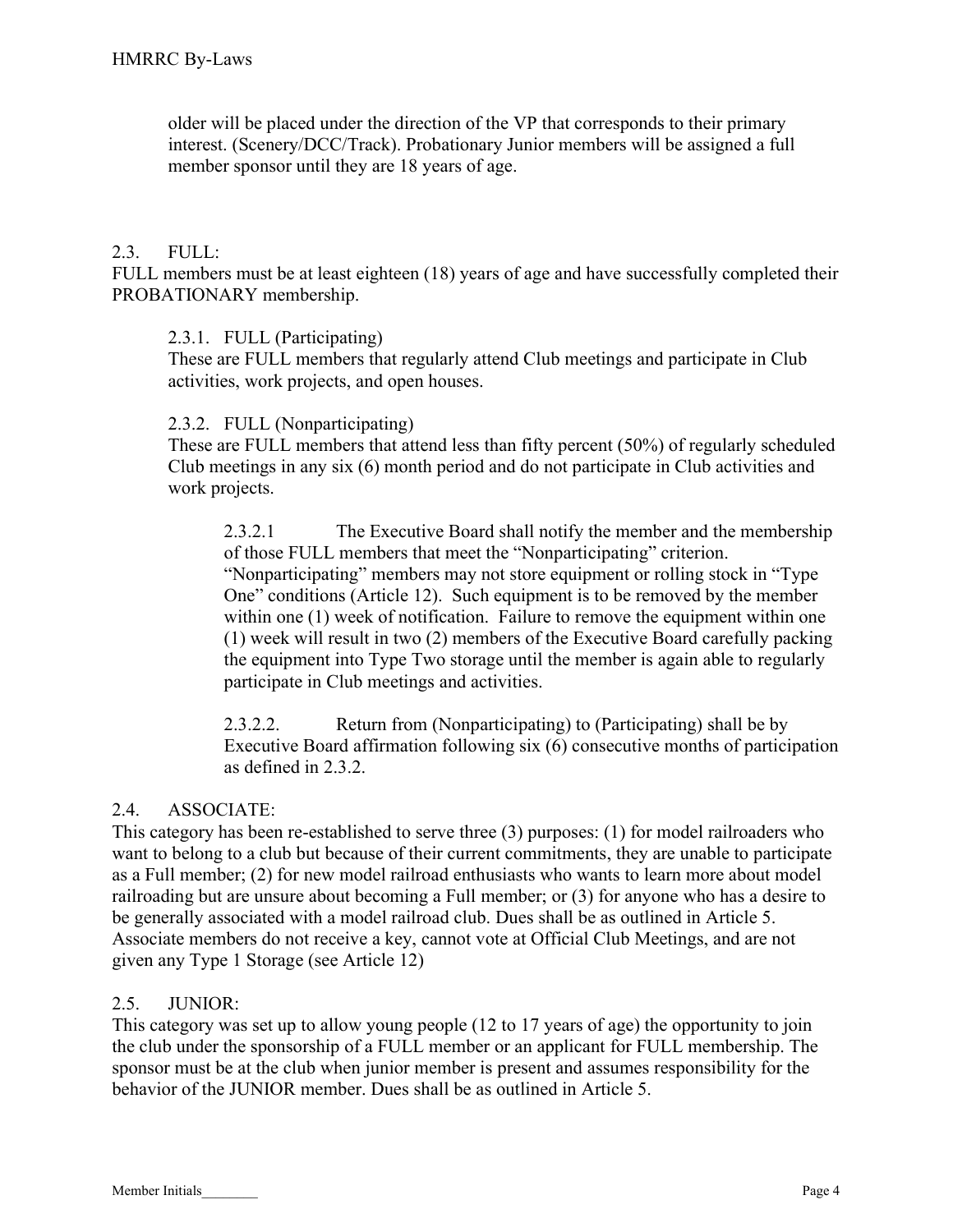older will be placed under the direction of the VP that corresponds to their primary interest. (Scenery/DCC/Track). Probationary Junior members will be assigned a full member sponsor until they are 18 years of age.

### 2.3. FULL:

FULL members must be at least eighteen (18) years of age and have successfully completed their PROBATIONARY membership.

#### 2.3.1. FULL (Participating)

These are FULL members that regularly attend Club meetings and participate in Club activities, work projects, and open houses.

#### 2.3.2. FULL (Nonparticipating)

These are FULL members that attend less than fifty percent (50%) of regularly scheduled Club meetings in any six (6) month period and do not participate in Club activities and work projects.

2.3.2.1 The Executive Board shall notify the member and the membership of those FULL members that meet the "Nonparticipating" criterion. "Nonparticipating" members may not store equipment or rolling stock in "Type One" conditions (Article 12). Such equipment is to be removed by the member within one (1) week of notification. Failure to remove the equipment within one (1) week will result in two (2) members of the Executive Board carefully packing the equipment into Type Two storage until the member is again able to regularly participate in Club meetings and activities.

2.3.2.2. Return from (Nonparticipating) to (Participating) shall be by Executive Board affirmation following six (6) consecutive months of participation as defined in 2.3.2.

### 2.4. ASSOCIATE:

This category has been re-established to serve three (3) purposes: (1) for model railroaders who want to belong to a club but because of their current commitments, they are unable to participate as a Full member; (2) for new model railroad enthusiasts who wants to learn more about model railroading but are unsure about becoming a Full member; or (3) for anyone who has a desire to be generally associated with a model railroad club. Dues shall be as outlined in Article 5. Associate members do not receive a key, cannot vote at Official Club Meetings, and are not given any Type 1 Storage (see Article 12)

### 2.5. JUNIOR:

This category was set up to allow young people (12 to 17 years of age) the opportunity to join the club under the sponsorship of a FULL member or an applicant for FULL membership. The sponsor must be at the club when junior member is present and assumes responsibility for the behavior of the JUNIOR member. Dues shall be as outlined in Article 5.

Member Initials________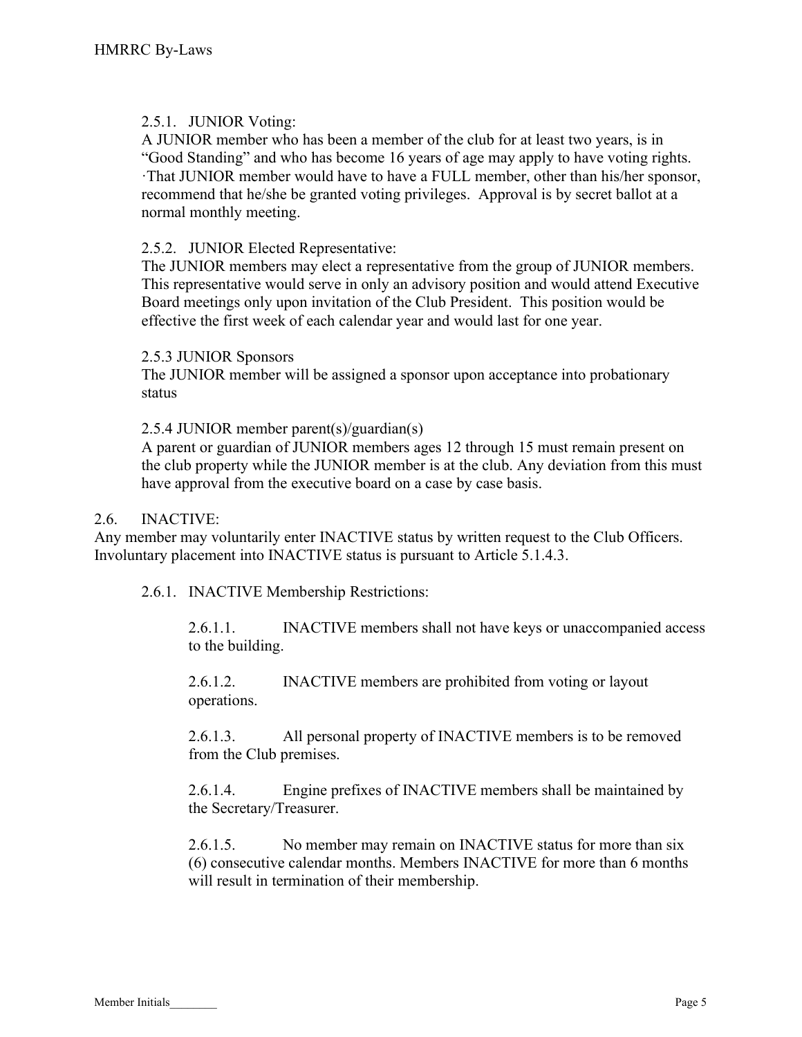2.5.1. JUNIOR Voting:

A JUNIOR member who has been a member of the club for at least two years, is in "Good Standing" and who has become 16 years of age may apply to have voting rights. ·That JUNIOR member would have to have a FULL member, other than his/her sponsor, recommend that he/she be granted voting privileges. Approval is by secret ballot at a normal monthly meeting.

2.5.2. JUNIOR Elected Representative:

The JUNIOR members may elect a representative from the group of JUNIOR members. This representative would serve in only an advisory position and would attend Executive Board meetings only upon invitation of the Club President. This position would be effective the first week of each calendar year and would last for one year.

2.5.3 JUNIOR Sponsors

The JUNIOR member will be assigned a sponsor upon acceptance into probationary status

2.5.4 JUNIOR member parent(s)/guardian(s)

A parent or guardian of JUNIOR members ages 12 through 15 must remain present on the club property while the JUNIOR member is at the club. Any deviation from this must have approval from the executive board on a case by case basis.

2.6. INACTIVE:

Any member may voluntarily enter INACTIVE status by written request to the Club Officers. Involuntary placement into INACTIVE status is pursuant to Article 5.1.4.3.

2.6.1. INACTIVE Membership Restrictions:

2.6.1.1. INACTIVE members shall not have keys or unaccompanied access to the building.

2.6.1.2. INACTIVE members are prohibited from voting or layout operations.

2.6.1.3. All personal property of INACTIVE members is to be removed from the Club premises.

2.6.1.4. Engine prefixes of INACTIVE members shall be maintained by the Secretary/Treasurer.

2.6.1.5. No member may remain on INACTIVE status for more than six (6) consecutive calendar months. Members INACTIVE for more than 6 months will result in termination of their membership.

Member Initials________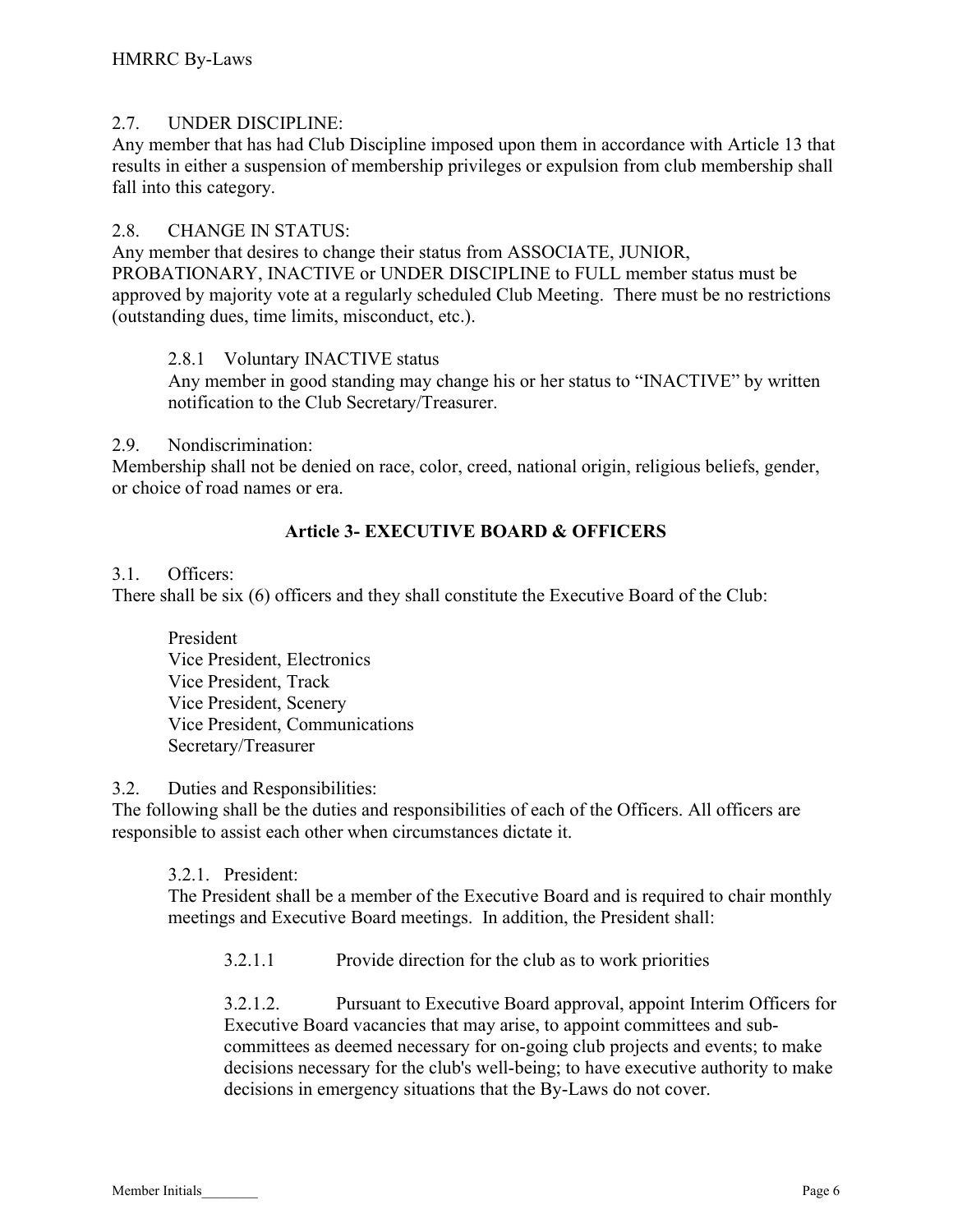2.7. UNDER DISCIPLINE:
Any member that has had Club Discipline imposed upon them in accordance with Article 13 that results in either a suspension of membership privileges or expulsion from club membership shall fall into this category.

2.8. CHANGE IN STATUS:
Any member that desires to change their status from ASSOCIATE, JUNIOR, PROBATIONARY, INACTIVE or UNDER DISCIPLINE to FULL member status must be approved by majority vote at a regularly scheduled Club Meeting. There must be no restrictions (outstanding dues, time limits, misconduct, etc.).

2.8.1 Voluntary INACTIVE status
Any member in good standing may change his or her status to "INACTIVE" by written notification to the Club Secretary/Treasurer.

2.9. Nondiscrimination:
Membership shall not be denied on race, color, creed, national origin, religious beliefs, gender, or choice of road names or era.

## Article 3- EXECUTIVE BOARD & OFFICERS

3.1. Officers:
There shall be six (6) officers and they shall constitute the Executive Board of the Club:

President
Vice President, Electronics
Vice President, Track
Vice President, Scenery
Vice President, Communications
Secretary/Treasurer

3.2. Duties and Responsibilities:
The following shall be the duties and responsibilities of each of the Officers. All officers are responsible to assist each other when circumstances dictate it.

3.2.1. President:
The President shall be a member of the Executive Board and is required to chair monthly meetings and Executive Board meetings. In addition, the President shall:

3.2.1.1 Provide direction for the club as to work priorities

3.2.1.2. Pursuant to Executive Board approval, appoint Interim Officers for Executive Board vacancies that may arise, to appoint committees and sub-committees as deemed necessary for on-going club projects and events; to make decisions necessary for the club's well-being; to have executive authority to make decisions in emergency situations that the By-Laws do not cover.

Member Initials________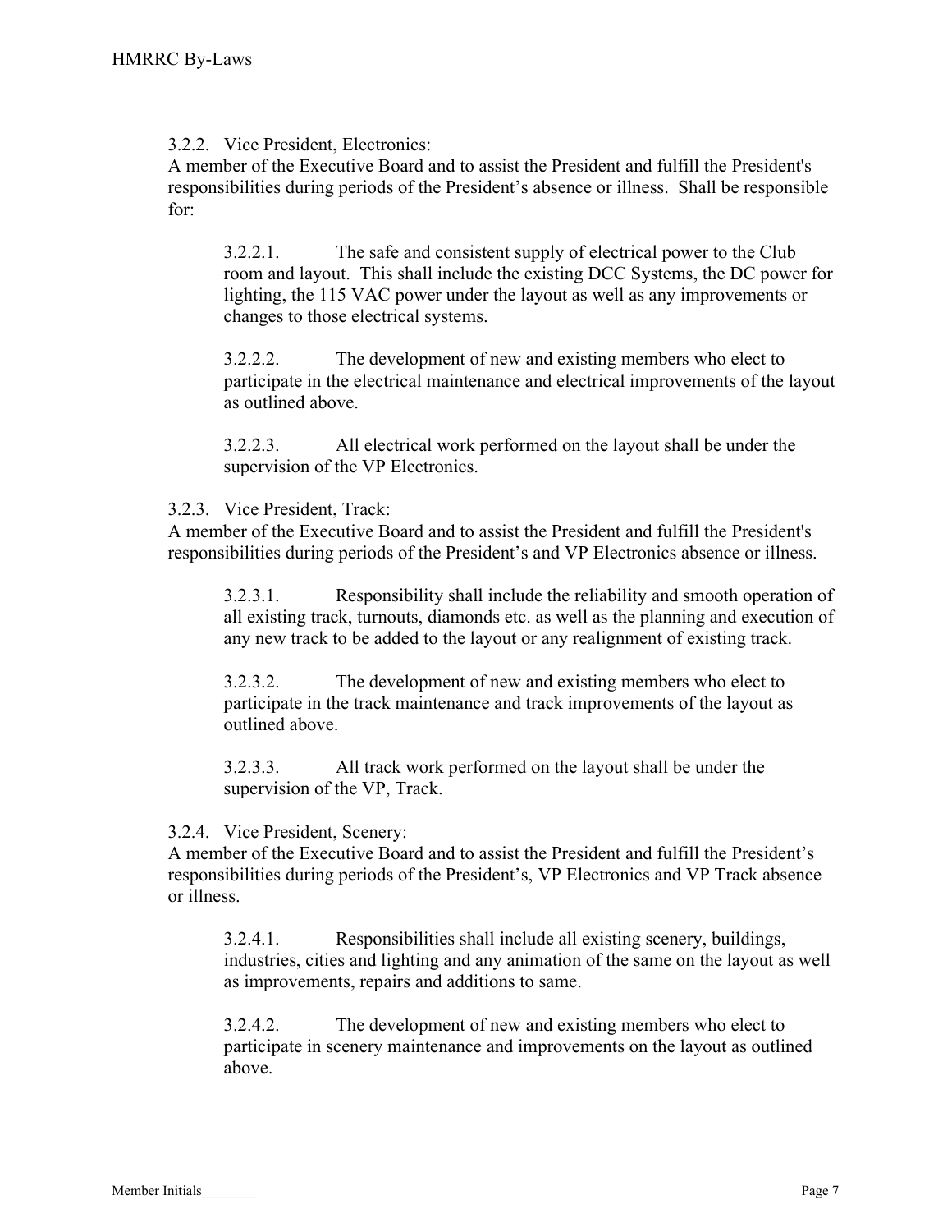3.2.2. Vice President, Electronics:
A member of the Executive Board and to assist the President and fulfill the President's responsibilities during periods of the President's absence or illness. Shall be responsible for:

> 3.2.2.1. The safe and consistent supply of electrical power to the Club room and layout. This shall include the existing DCC Systems, the DC power for lighting, the 115 VAC power under the layout as well as any improvements or changes to those electrical systems.
>
> 3.2.2.2. The development of new and existing members who elect to participate in the electrical maintenance and electrical improvements of the layout as outlined above.
>
> 3.2.2.3. All electrical work performed on the layout shall be under the supervision of the VP Electronics.

3.2.3. Vice President, Track:
A member of the Executive Board and to assist the President and fulfill the President's responsibilities during periods of the President's and VP Electronics absence or illness.

> 3.2.3.1. Responsibility shall include the reliability and smooth operation of all existing track, turnouts, diamonds etc. as well as the planning and execution of any new track to be added to the layout or any realignment of existing track.
>
> 3.2.3.2. The development of new and existing members who elect to participate in the track maintenance and track improvements of the layout as outlined above.
>
> 3.2.3.3. All track work performed on the layout shall be under the supervision of the VP, Track.

3.2.4. Vice President, Scenery:
A member of the Executive Board and to assist the President and fulfill the President's responsibilities during periods of the President's, VP Electronics and VP Track absence or illness.

> 3.2.4.1. Responsibilities shall include all existing scenery, buildings, industries, cities and lighting and any animation of the same on the layout as well as improvements, repairs and additions to same.
>
> 3.2.4.2. The development of new and existing members who elect to participate in scenery maintenance and improvements on the layout as outlined above.

Member Initials________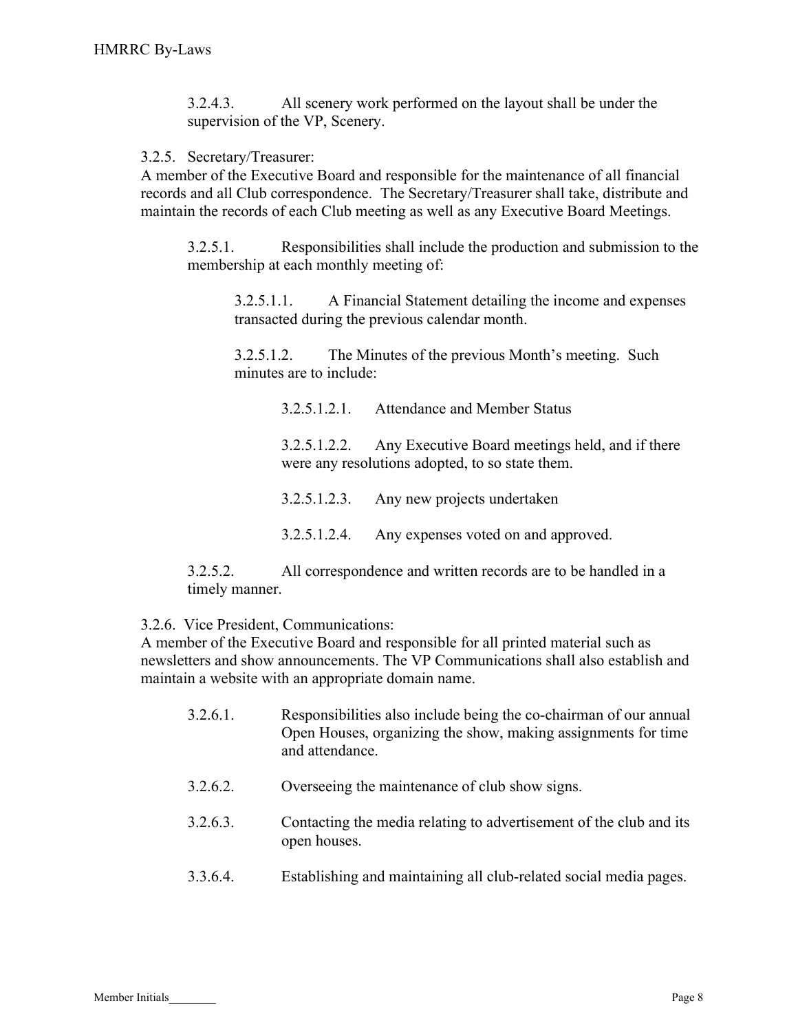3.2.4.3. All scenery work performed on the layout shall be under the supervision of the VP, Scenery.

3.2.5. Secretary/Treasurer:
A member of the Executive Board and responsible for the maintenance of all financial records and all Club correspondence. The Secretary/Treasurer shall take, distribute and maintain the records of each Club meeting as well as any Executive Board Meetings.

3.2.5.1. Responsibilities shall include the production and submission to the membership at each monthly meeting of:

3.2.5.1.1. A Financial Statement detailing the income and expenses transacted during the previous calendar month.

3.2.5.1.2. The Minutes of the previous Month's meeting. Such minutes are to include:

3.2.5.1.2.1. Attendance and Member Status

3.2.5.1.2.2. Any Executive Board meetings held, and if there were any resolutions adopted, to so state them.

3.2.5.1.2.3. Any new projects undertaken

3.2.5.1.2.4. Any expenses voted on and approved.

3.2.5.2. All correspondence and written records are to be handled in a timely manner.

3.2.6. Vice President, Communications:
A member of the Executive Board and responsible for all printed material such as newsletters and show announcements. The VP Communications shall also establish and maintain a website with an appropriate domain name.

3.2.6.1. Responsibilities also include being the co-chairman of our annual Open Houses, organizing the show, making assignments for time and attendance.

3.2.6.2. Overseeing the maintenance of club show signs.

3.2.6.3. Contacting the media relating to advertisement of the club and its open houses.

3.3.6.4. Establishing and maintaining all club-related social media pages.

Member Initials________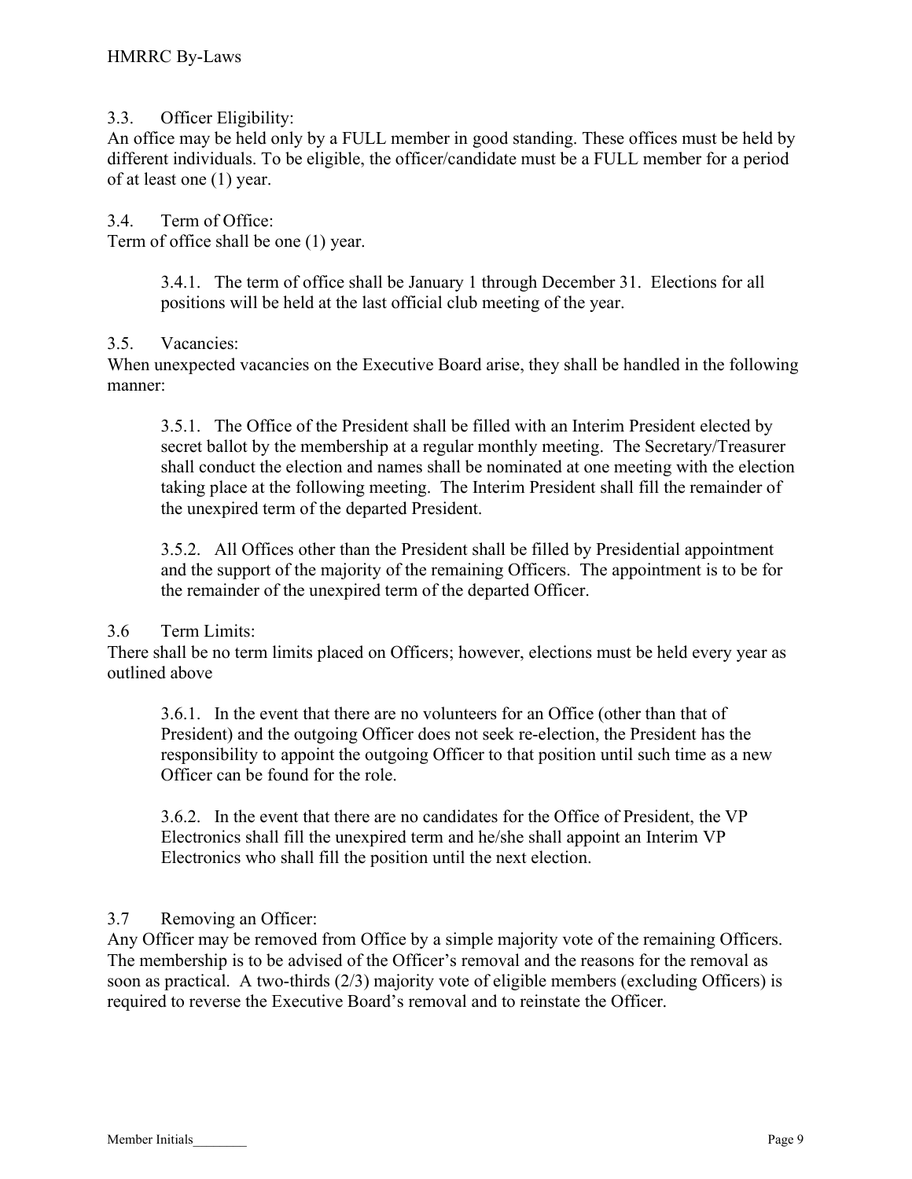### 3.3. Officer Eligibility:

An office may be held only by a FULL member in good standing. These offices must be held by different individuals. To be eligible, the officer/candidate must be a FULL member for a period of at least one (1) year.

### 3.4. Term of Office:

Term of office shall be one (1) year.

3.4.1. The term of office shall be January 1 through December 31. Elections for all positions will be held at the last official club meeting of the year.

### 3.5. Vacancies:

When unexpected vacancies on the Executive Board arise, they shall be handled in the following manner:

3.5.1. The Office of the President shall be filled with an Interim President elected by secret ballot by the membership at a regular monthly meeting. The Secretary/Treasurer shall conduct the election and names shall be nominated at one meeting with the election taking place at the following meeting. The Interim President shall fill the remainder of the unexpired term of the departed President.

3.5.2. All Offices other than the President shall be filled by Presidential appointment and the support of the majority of the remaining Officers. The appointment is to be for the remainder of the unexpired term of the departed Officer.

### 3.6 Term Limits:

There shall be no term limits placed on Officers; however, elections must be held every year as outlined above

3.6.1. In the event that there are no volunteers for an Office (other than that of President) and the outgoing Officer does not seek re-election, the President has the responsibility to appoint the outgoing Officer to that position until such time as a new Officer can be found for the role.

3.6.2. In the event that there are no candidates for the Office of President, the VP Electronics shall fill the unexpired term and he/she shall appoint an Interim VP Electronics who shall fill the position until the next election.

### 3.7 Removing an Officer:

Any Officer may be removed from Office by a simple majority vote of the remaining Officers. The membership is to be advised of the Officer's removal and the reasons for the removal as soon as practical. A two-thirds (2/3) majority vote of eligible members (excluding Officers) is required to reverse the Executive Board's removal and to reinstate the Officer.

Member Initials________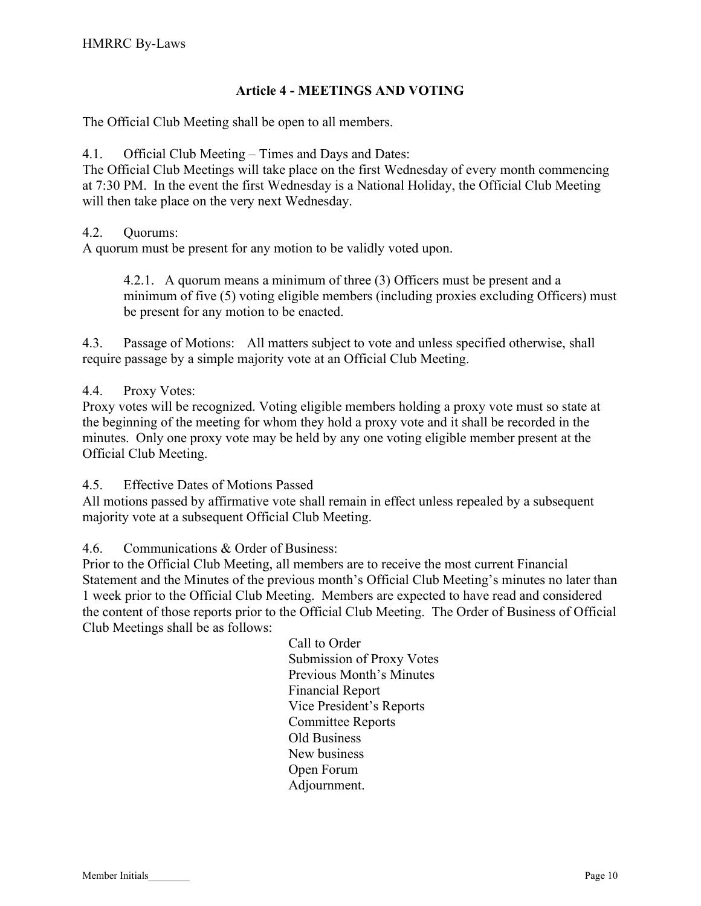## Article 4 - MEETINGS AND VOTING

The Official Club Meeting shall be open to all members.

4.1. Official Club Meeting – Times and Days and Dates:
The Official Club Meetings will take place on the first Wednesday of every month commencing at 7:30 PM. In the event the first Wednesday is a National Holiday, the Official Club Meeting will then take place on the very next Wednesday.

4.2. Quorums:
A quorum must be present for any motion to be validly voted upon.

> 4.2.1. A quorum means a minimum of three (3) Officers must be present and a minimum of five (5) voting eligible members (including proxies excluding Officers) must be present for any motion to be enacted.

4.3. Passage of Motions: All matters subject to vote and unless specified otherwise, shall require passage by a simple majority vote at an Official Club Meeting.

4.4. Proxy Votes:
Proxy votes will be recognized. Voting eligible members holding a proxy vote must so state at the beginning of the meeting for whom they hold a proxy vote and it shall be recorded in the minutes. Only one proxy vote may be held by any one voting eligible member present at the Official Club Meeting.

4.5. Effective Dates of Motions Passed
All motions passed by affirmative vote shall remain in effect unless repealed by a subsequent majority vote at a subsequent Official Club Meeting.

4.6. Communications & Order of Business:
Prior to the Official Club Meeting, all members are to receive the most current Financial Statement and the Minutes of the previous month's Official Club Meeting's minutes no later than 1 week prior to the Official Club Meeting. Members are expected to have read and considered the content of those reports prior to the Official Club Meeting. The Order of Business of Official Club Meetings shall be as follows:

- Call to Order
- Submission of Proxy Votes
- Previous Month's Minutes
- Financial Report
- Vice President's Reports
- Committee Reports
- Old Business
- New business
- Open Forum
- Adjournment.

Member Initials________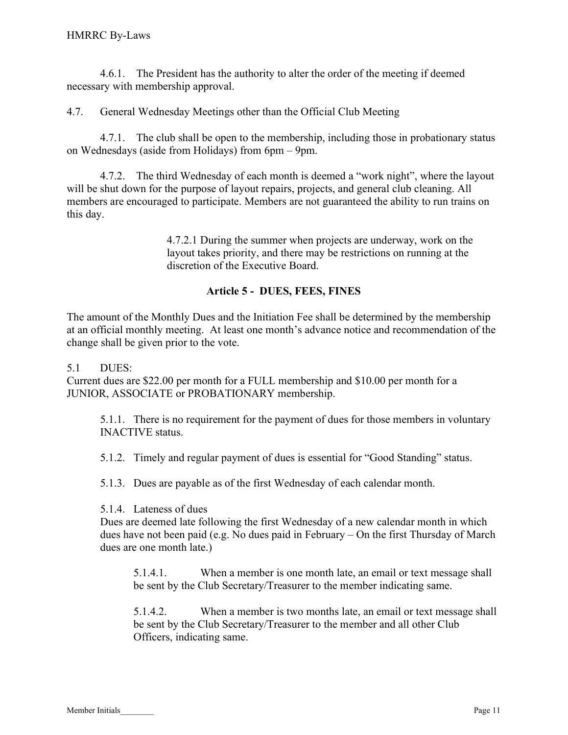4.6.1. The President has the authority to alter the order of the meeting if deemed necessary with membership approval.

4.7. General Wednesday Meetings other than the Official Club Meeting

4.7.1. The club shall be open to the membership, including those in probationary status on Wednesdays (aside from Holidays) from 6pm – 9pm.

4.7.2. The third Wednesday of each month is deemed a "work night", where the layout will be shut down for the purpose of layout repairs, projects, and general club cleaning. All members are encouraged to participate. Members are not guaranteed the ability to run trains on this day.

4.7.2.1 During the summer when projects are underway, work on the layout takes priority, and there may be restrictions on running at the discretion of the Executive Board.

## Article 5 - DUES, FEES, FINES

The amount of the Monthly Dues and the Initiation Fee shall be determined by the membership at an official monthly meeting. At least one month's advance notice and recommendation of the change shall be given prior to the vote.

5.1 DUES:
Current dues are $22.00 per month for a FULL membership and $10.00 per month for a JUNIOR, ASSOCIATE or PROBATIONARY membership.

5.1.1. There is no requirement for the payment of dues for those members in voluntary INACTIVE status.

5.1.2. Timely and regular payment of dues is essential for "Good Standing" status.

5.1.3. Dues are payable as of the first Wednesday of each calendar month.

5.1.4. Lateness of dues
Dues are deemed late following the first Wednesday of a new calendar month in which dues have not been paid (e.g. No dues paid in February – On the first Thursday of March dues are one month late.)

5.1.4.1. When a member is one month late, an email or text message shall be sent by the Club Secretary/Treasurer to the member indicating same.

5.1.4.2. When a member is two months late, an email or text message shall be sent by the Club Secretary/Treasurer to the member and all other Club Officers, indicating same.

Member Initials________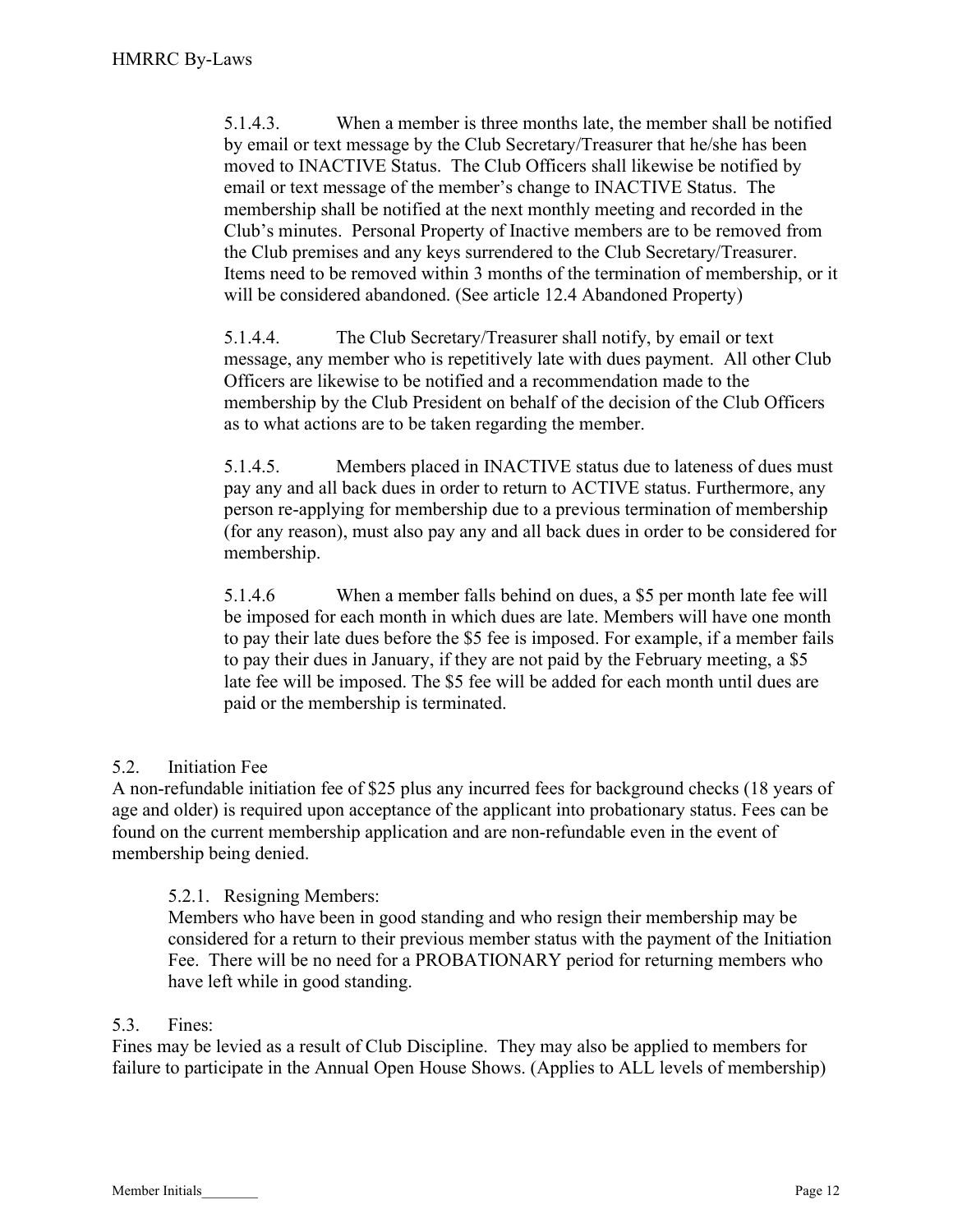5.1.4.3. When a member is three months late, the member shall be notified by email or text message by the Club Secretary/Treasurer that he/she has been moved to INACTIVE Status. The Club Officers shall likewise be notified by email or text message of the member's change to INACTIVE Status. The membership shall be notified at the next monthly meeting and recorded in the Club's minutes. Personal Property of Inactive members are to be removed from the Club premises and any keys surrendered to the Club Secretary/Treasurer. Items need to be removed within 3 months of the termination of membership, or it will be considered abandoned. (See article 12.4 Abandoned Property)

5.1.4.4. The Club Secretary/Treasurer shall notify, by email or text message, any member who is repetitively late with dues payment. All other Club Officers are likewise to be notified and a recommendation made to the membership by the Club President on behalf of the decision of the Club Officers as to what actions are to be taken regarding the member.

5.1.4.5. Members placed in INACTIVE status due to lateness of dues must pay any and all back dues in order to return to ACTIVE status. Furthermore, any person re-applying for membership due to a previous termination of membership (for any reason), must also pay any and all back dues in order to be considered for membership.

5.1.4.6 When a member falls behind on dues, a $5 per month late fee will be imposed for each month in which dues are late. Members will have one month to pay their late dues before the $5 fee is imposed. For example, if a member fails to pay their dues in January, if they are not paid by the February meeting, a $5 late fee will be imposed. The $5 fee will be added for each month until dues are paid or the membership is terminated.

## 5.2. Initiation Fee

A non-refundable initiation fee of $25 plus any incurred fees for background checks (18 years of age and older) is required upon acceptance of the applicant into probationary status. Fees can be found on the current membership application and are non-refundable even in the event of membership being denied.

### 5.2.1. Resigning Members:

Members who have been in good standing and who resign their membership may be considered for a return to their previous member status with the payment of the Initiation Fee. There will be no need for a PROBATIONARY period for returning members who have left while in good standing.

## 5.3. Fines:

Fines may be levied as a result of Club Discipline. They may also be applied to members for failure to participate in the Annual Open House Shows. (Applies to ALL levels of membership)

Member Initials________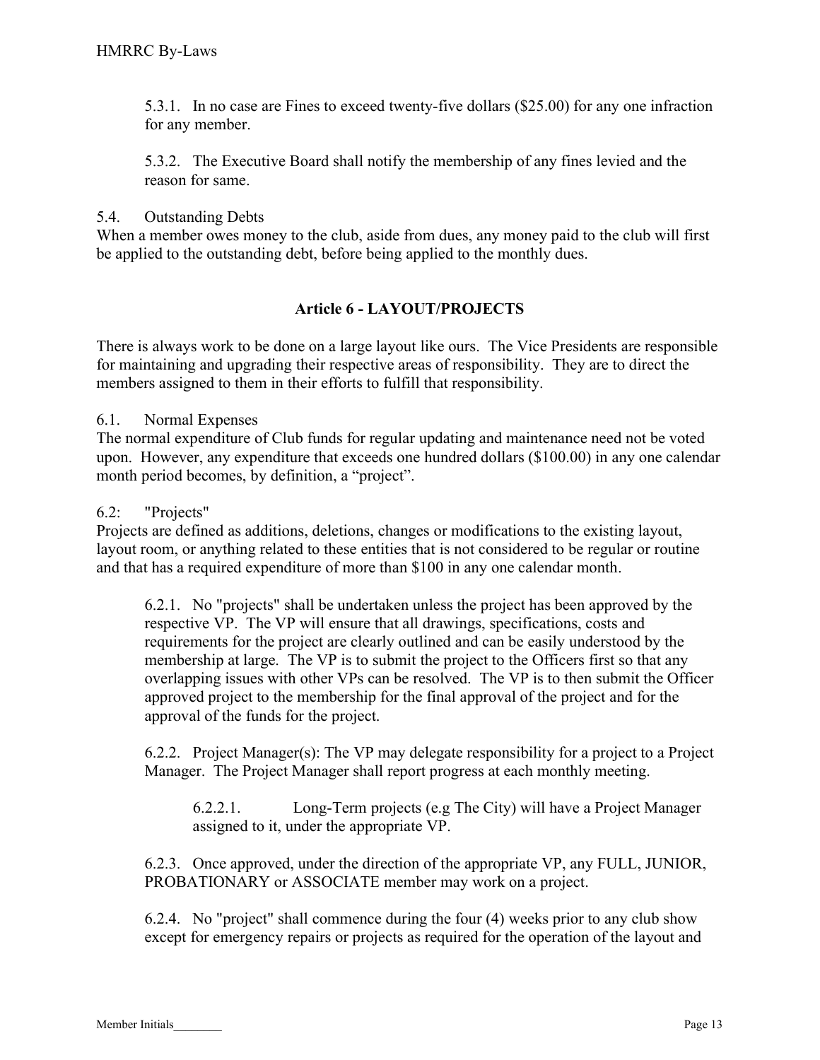5.3.1. In no case are Fines to exceed twenty-five dollars ($25.00) for any one infraction for any member.

5.3.2. The Executive Board shall notify the membership of any fines levied and the reason for same.

5.4. Outstanding Debts

When a member owes money to the club, aside from dues, any money paid to the club will first be applied to the outstanding debt, before being applied to the monthly dues.

## Article 6 - LAYOUT/PROJECTS

There is always work to be done on a large layout like ours. The Vice Presidents are responsible for maintaining and upgrading their respective areas of responsibility. They are to direct the members assigned to them in their efforts to fulfill that responsibility.

6.1. Normal Expenses

The normal expenditure of Club funds for regular updating and maintenance need not be voted upon. However, any expenditure that exceeds one hundred dollars ($100.00) in any one calendar month period becomes, by definition, a "project".

6.2: "Projects"

Projects are defined as additions, deletions, changes or modifications to the existing layout, layout room, or anything related to these entities that is not considered to be regular or routine and that has a required expenditure of more than $100 in any one calendar month.

6.2.1. No "projects" shall be undertaken unless the project has been approved by the respective VP. The VP will ensure that all drawings, specifications, costs and requirements for the project are clearly outlined and can be easily understood by the membership at large. The VP is to submit the project to the Officers first so that any overlapping issues with other VPs can be resolved. The VP is to then submit the Officer approved project to the membership for the final approval of the project and for the approval of the funds for the project.

6.2.2. Project Manager(s): The VP may delegate responsibility for a project to a Project Manager. The Project Manager shall report progress at each monthly meeting.

6.2.2.1. Long-Term projects (e.g The City) will have a Project Manager assigned to it, under the appropriate VP.

6.2.3. Once approved, under the direction of the appropriate VP, any FULL, JUNIOR, PROBATIONARY or ASSOCIATE member may work on a project.

6.2.4. No "project" shall commence during the four (4) weeks prior to any club show except for emergency repairs or projects as required for the operation of the layout and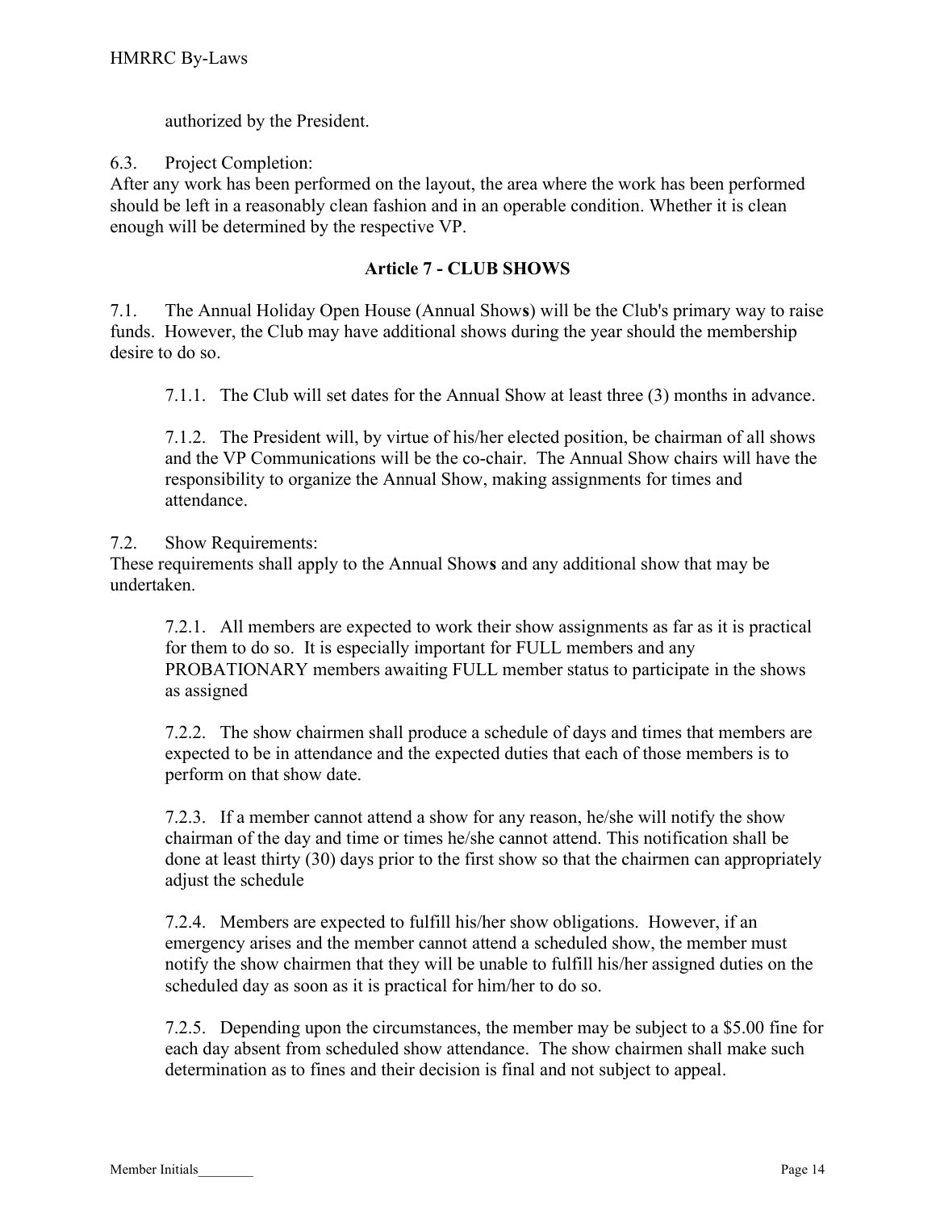authorized by the President.

6.3. Project Completion:
After any work has been performed on the layout, the area where the work has been performed should be left in a reasonably clean fashion and in an operable condition. Whether it is clean enough will be determined by the respective VP.

## Article 7 - CLUB SHOWS

7.1. The Annual Holiday Open House (Annual Show**s**) will be the Club's primary way to raise funds. However, the Club may have additional shows during the year should the membership desire to do so.

7.1.1. The Club will set dates for the Annual Show at least three (3) months in advance.

7.1.2. The President will, by virtue of his/her elected position, be chairman of all shows and the VP Communications will be the co-chair. The Annual Show chairs will have the responsibility to organize the Annual Show, making assignments for times and attendance.

7.2. Show Requirements:
These requirements shall apply to the Annual Show**s** and any additional show that may be undertaken.

7.2.1. All members are expected to work their show assignments as far as it is practical for them to do so. It is especially important for FULL members and any PROBATIONARY members awaiting FULL member status to participate in the shows as assigned

7.2.2. The show chairmen shall produce a schedule of days and times that members are expected to be in attendance and the expected duties that each of those members is to perform on that show date.

7.2.3. If a member cannot attend a show for any reason, he/she will notify the show chairman of the day and time or times he/she cannot attend. This notification shall be done at least thirty (30) days prior to the first show so that the chairmen can appropriately adjust the schedule

7.2.4. Members are expected to fulfill his/her show obligations. However, if an emergency arises and the member cannot attend a scheduled show, the member must notify the show chairmen that they will be unable to fulfill his/her assigned duties on the scheduled day as soon as it is practical for him/her to do so.

7.2.5. Depending upon the circumstances, the member may be subject to a $5.00 fine for each day absent from scheduled show attendance. The show chairmen shall make such determination as to fines and their decision is final and not subject to appeal.

Member Initials________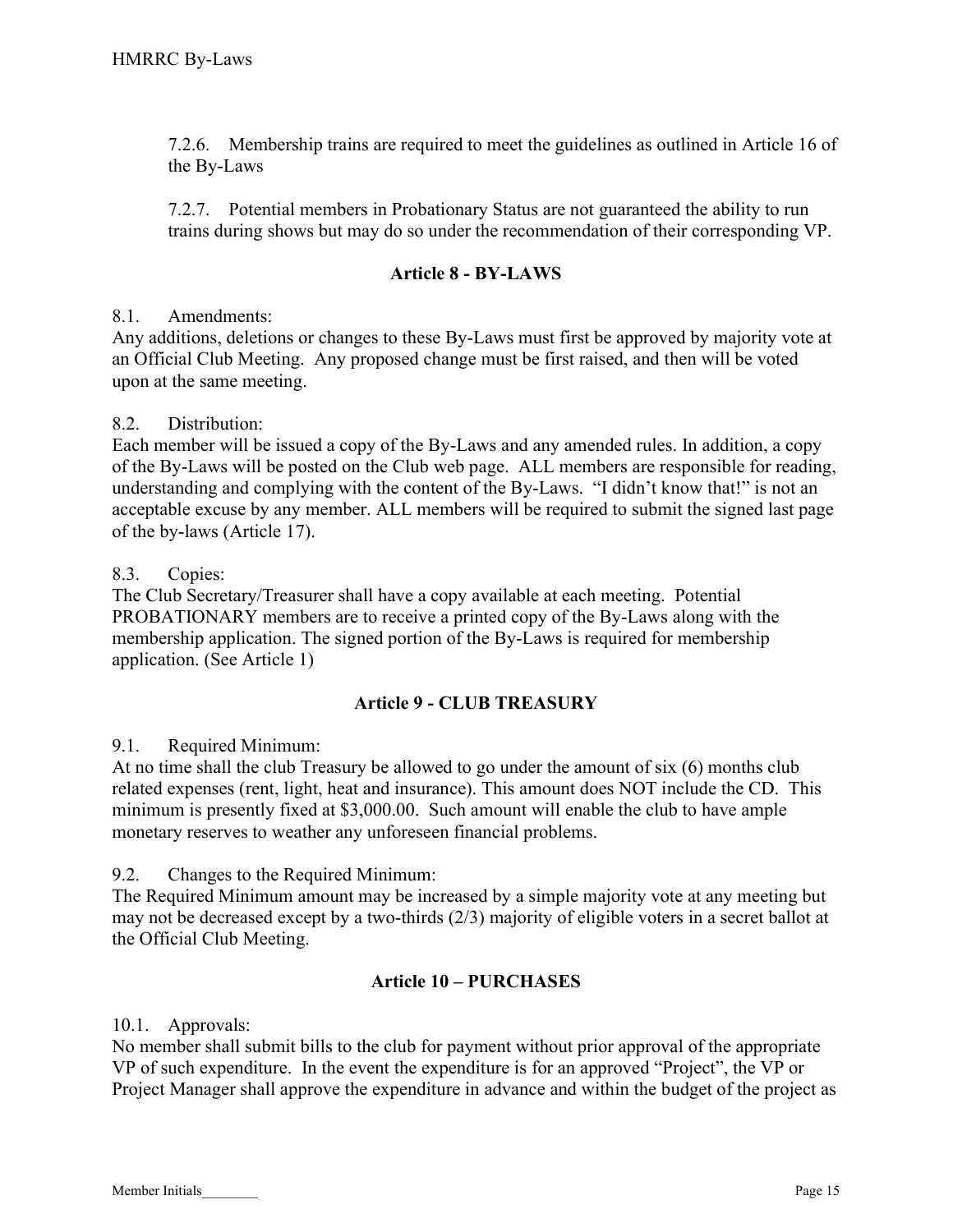7.2.6. Membership trains are required to meet the guidelines as outlined in Article 16 of the By-Laws

7.2.7. Potential members in Probationary Status are not guaranteed the ability to run trains during shows but may do so under the recommendation of their corresponding VP.

## Article 8 - BY-LAWS

8.1. Amendments:
Any additions, deletions or changes to these By-Laws must first be approved by majority vote at an Official Club Meeting. Any proposed change must be first raised, and then will be voted upon at the same meeting.

8.2. Distribution:
Each member will be issued a copy of the By-Laws and any amended rules. In addition, a copy of the By-Laws will be posted on the Club web page. ALL members are responsible for reading, understanding and complying with the content of the By-Laws. "I didn't know that!" is not an acceptable excuse by any member. ALL members will be required to submit the signed last page of the by-laws (Article 17).

8.3. Copies:
The Club Secretary/Treasurer shall have a copy available at each meeting. Potential PROBATIONARY members are to receive a printed copy of the By-Laws along with the membership application. The signed portion of the By-Laws is required for membership application. (See Article 1)

## Article 9 - CLUB TREASURY

9.1. Required Minimum:
At no time shall the club Treasury be allowed to go under the amount of six (6) months club related expenses (rent, light, heat and insurance). This amount does NOT include the CD. This minimum is presently fixed at $3,000.00. Such amount will enable the club to have ample monetary reserves to weather any unforeseen financial problems.

9.2. Changes to the Required Minimum:
The Required Minimum amount may be increased by a simple majority vote at any meeting but may not be decreased except by a two-thirds (2/3) majority of eligible voters in a secret ballot at the Official Club Meeting.

## Article 10 – PURCHASES

10.1. Approvals:
No member shall submit bills to the club for payment without prior approval of the appropriate VP of such expenditure. In the event the expenditure is for an approved "Project", the VP or Project Manager shall approve the expenditure in advance and within the budget of the project as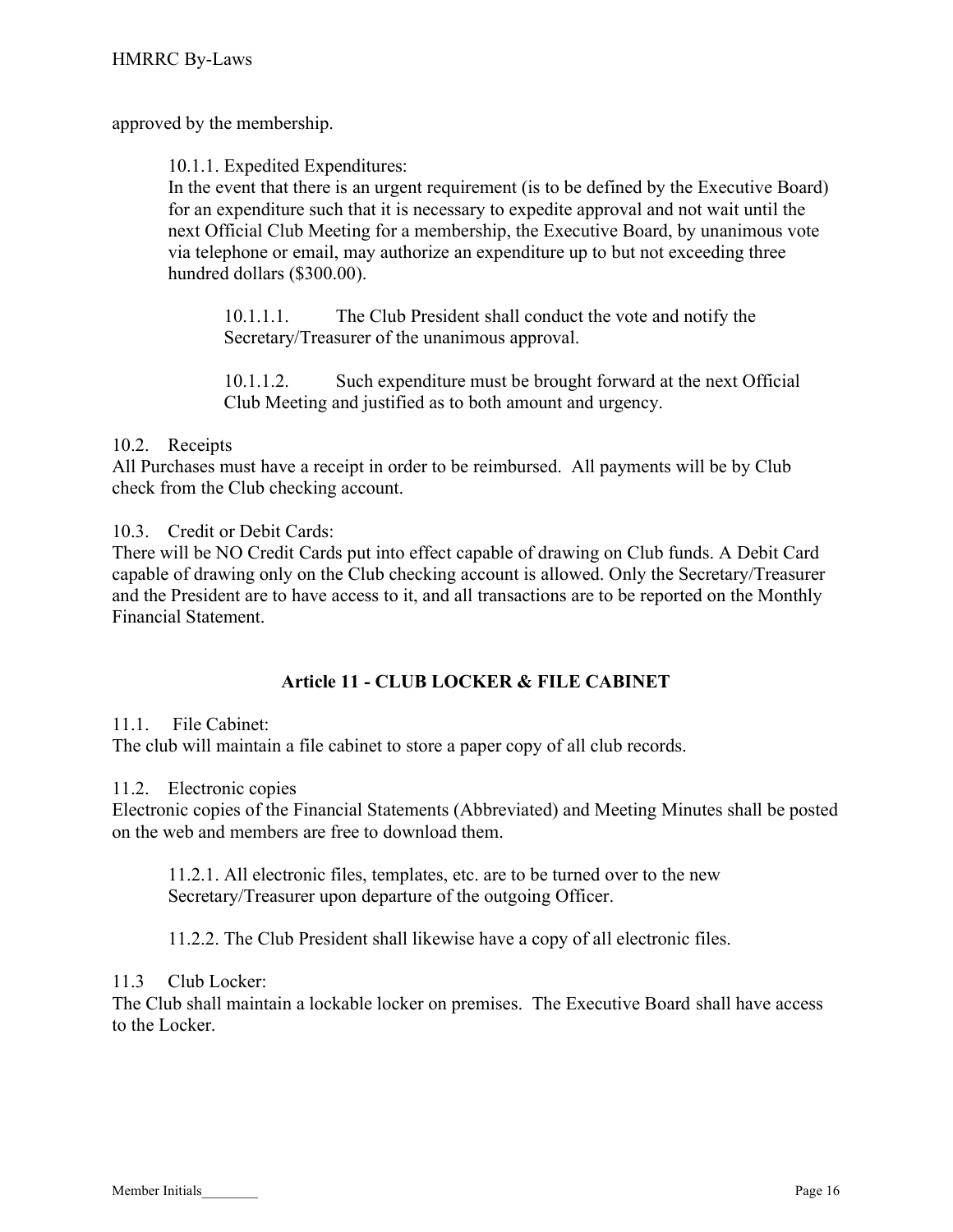approved by the membership.

10.1.1. Expedited Expenditures:
In the event that there is an urgent requirement (is to be defined by the Executive Board) for an expenditure such that it is necessary to expedite approval and not wait until the next Official Club Meeting for a membership, the Executive Board, by unanimous vote via telephone or email, may authorize an expenditure up to but not exceeding three hundred dollars ($300.00).

10.1.1.1. The Club President shall conduct the vote and notify the Secretary/Treasurer of the unanimous approval.

10.1.1.2. Such expenditure must be brought forward at the next Official Club Meeting and justified as to both amount and urgency.

10.2. Receipts
All Purchases must have a receipt in order to be reimbursed. All payments will be by Club check from the Club checking account.

10.3. Credit or Debit Cards:
There will be NO Credit Cards put into effect capable of drawing on Club funds. A Debit Card capable of drawing only on the Club checking account is allowed. Only the Secretary/Treasurer and the President are to have access to it, and all transactions are to be reported on the Monthly Financial Statement.

## Article 11 - CLUB LOCKER & FILE CABINET

11.1. File Cabinet:
The club will maintain a file cabinet to store a paper copy of all club records.

11.2. Electronic copies
Electronic copies of the Financial Statements (Abbreviated) and Meeting Minutes shall be posted on the web and members are free to download them.

11.2.1. All electronic files, templates, etc. are to be turned over to the new Secretary/Treasurer upon departure of the outgoing Officer.

11.2.2. The Club President shall likewise have a copy of all electronic files.

11.3 Club Locker:
The Club shall maintain a lockable locker on premises. The Executive Board shall have access to the Locker.

Member Initials________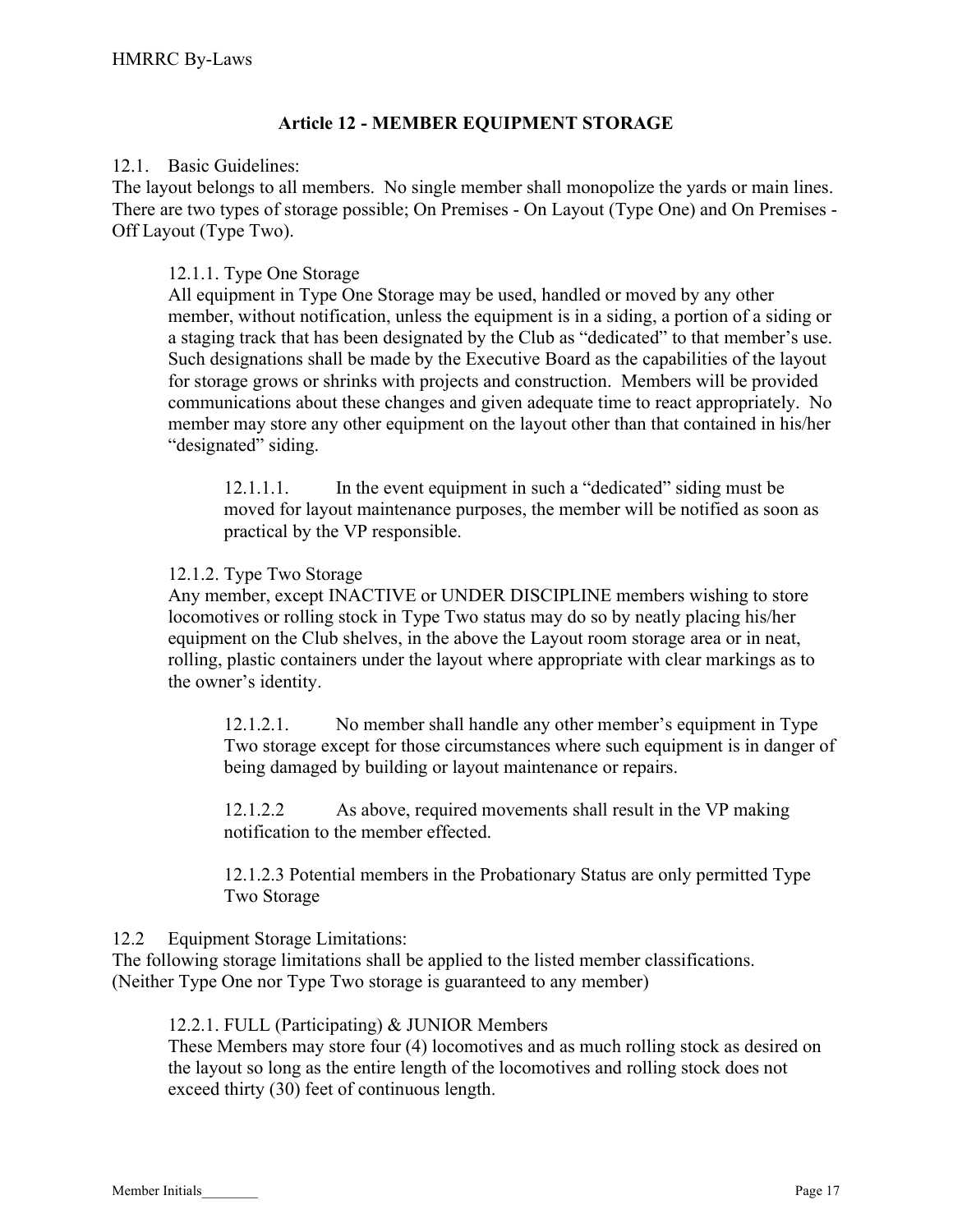## Article 12 - MEMBER EQUIPMENT STORAGE

12.1. Basic Guidelines:
The layout belongs to all members. No single member shall monopolize the yards or main lines. There are two types of storage possible; On Premises - On Layout (Type One) and On Premises - Off Layout (Type Two).

12.1.1. Type One Storage
All equipment in Type One Storage may be used, handled or moved by any other member, without notification, unless the equipment is in a siding, a portion of a siding or a staging track that has been designated by the Club as "dedicated" to that member's use. Such designations shall be made by the Executive Board as the capabilities of the layout for storage grows or shrinks with projects and construction. Members will be provided communications about these changes and given adequate time to react appropriately. No member may store any other equipment on the layout other than that contained in his/her "designated" siding.

12.1.1.1. In the event equipment in such a "dedicated" siding must be moved for layout maintenance purposes, the member will be notified as soon as practical by the VP responsible.

12.1.2. Type Two Storage
Any member, except INACTIVE or UNDER DISCIPLINE members wishing to store locomotives or rolling stock in Type Two status may do so by neatly placing his/her equipment on the Club shelves, in the above the Layout room storage area or in neat, rolling, plastic containers under the layout where appropriate with clear markings as to the owner's identity.

12.1.2.1. No member shall handle any other member's equipment in Type Two storage except for those circumstances where such equipment is in danger of being damaged by building or layout maintenance or repairs.

12.1.2.2 As above, required movements shall result in the VP making notification to the member effected.

12.1.2.3 Potential members in the Probationary Status are only permitted Type Two Storage

12.2 Equipment Storage Limitations:
The following storage limitations shall be applied to the listed member classifications. (Neither Type One nor Type Two storage is guaranteed to any member)

12.2.1. FULL (Participating) & JUNIOR Members
These Members may store four (4) locomotives and as much rolling stock as desired on the layout so long as the entire length of the locomotives and rolling stock does not exceed thirty (30) feet of continuous length.

Member Initials________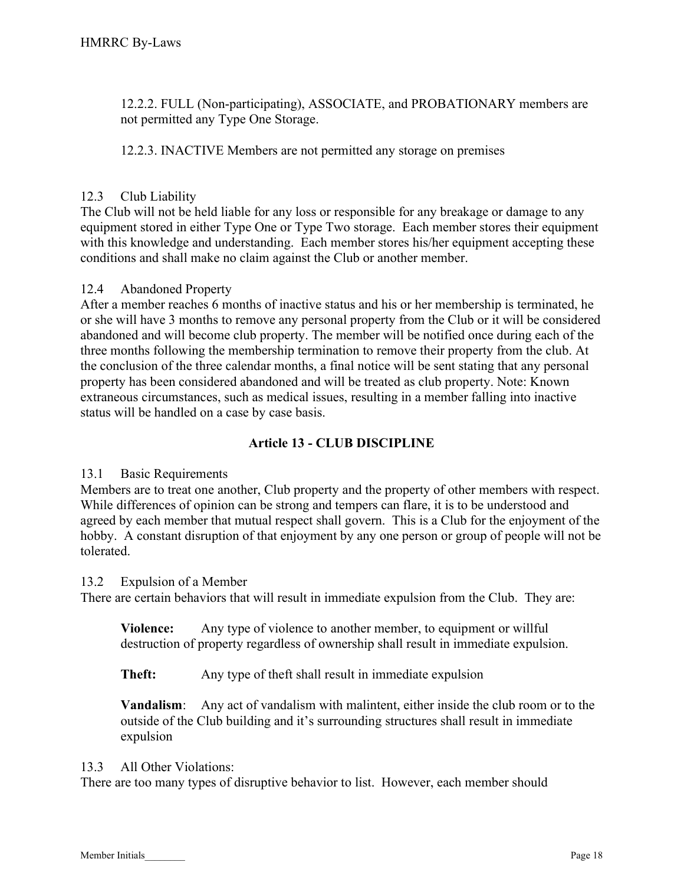12.2.2. FULL (Non-participating), ASSOCIATE, and PROBATIONARY members are not permitted any Type One Storage.

12.2.3. INACTIVE Members are not permitted any storage on premises

12.3 Club Liability

The Club will not be held liable for any loss or responsible for any breakage or damage to any equipment stored in either Type One or Type Two storage. Each member stores their equipment with this knowledge and understanding. Each member stores his/her equipment accepting these conditions and shall make no claim against the Club or another member.

12.4 Abandoned Property

After a member reaches 6 months of inactive status and his or her membership is terminated, he or she will have 3 months to remove any personal property from the Club or it will be considered abandoned and will become club property. The member will be notified once during each of the three months following the membership termination to remove their property from the club. At the conclusion of the three calendar months, a final notice will be sent stating that any personal property has been considered abandoned and will be treated as club property. Note: Known extraneous circumstances, such as medical issues, resulting in a member falling into inactive status will be handled on a case by case basis.

## Article 13 - CLUB DISCIPLINE

13.1 Basic Requirements

Members are to treat one another, Club property and the property of other members with respect. While differences of opinion can be strong and tempers can flare, it is to be understood and agreed by each member that mutual respect shall govern. This is a Club for the enjoyment of the hobby. A constant disruption of that enjoyment by any one person or group of people will not be tolerated.

13.2 Expulsion of a Member

There are certain behaviors that will result in immediate expulsion from the Club. They are:

**Violence:** Any type of violence to another member, to equipment or willful destruction of property regardless of ownership shall result in immediate expulsion.

**Theft:** Any type of theft shall result in immediate expulsion

**Vandalism**: Any act of vandalism with malintent, either inside the club room or to the outside of the Club building and it's surrounding structures shall result in immediate expulsion

13.3 All Other Violations:

There are too many types of disruptive behavior to list. However, each member should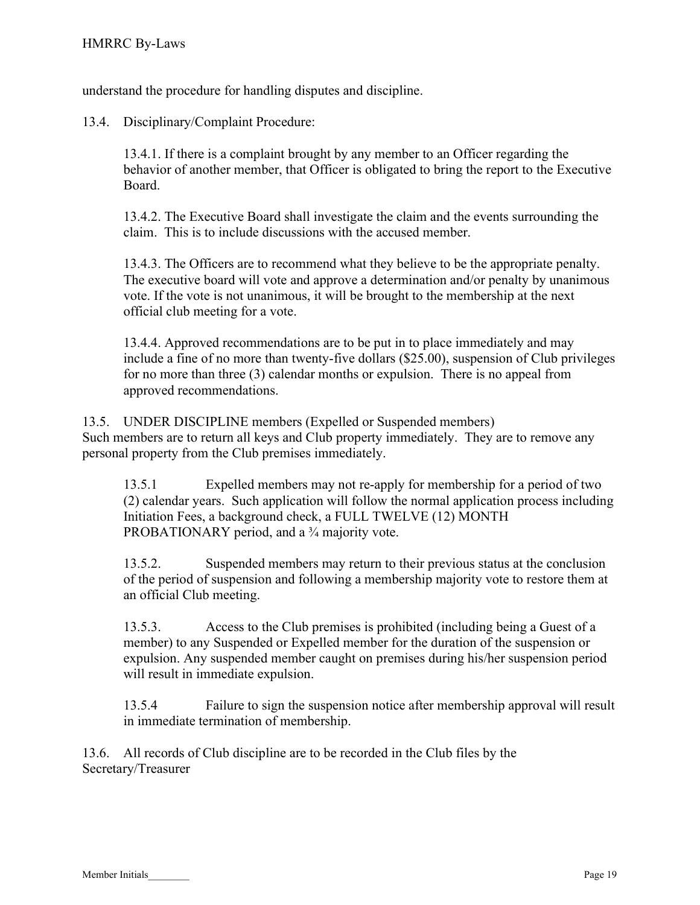understand the procedure for handling disputes and discipline.

13.4. Disciplinary/Complaint Procedure:

13.4.1. If there is a complaint brought by any member to an Officer regarding the behavior of another member, that Officer is obligated to bring the report to the Executive Board.

13.4.2. The Executive Board shall investigate the claim and the events surrounding the claim. This is to include discussions with the accused member.

13.4.3. The Officers are to recommend what they believe to be the appropriate penalty. The executive board will vote and approve a determination and/or penalty by unanimous vote. If the vote is not unanimous, it will be brought to the membership at the next official club meeting for a vote.

13.4.4. Approved recommendations are to be put in to place immediately and may include a fine of no more than twenty-five dollars ($25.00), suspension of Club privileges for no more than three (3) calendar months or expulsion. There is no appeal from approved recommendations.

13.5. UNDER DISCIPLINE members (Expelled or Suspended members)
Such members are to return all keys and Club property immediately. They are to remove any personal property from the Club premises immediately.

13.5.1 Expelled members may not re-apply for membership for a period of two (2) calendar years. Such application will follow the normal application process including Initiation Fees, a background check, a FULL TWELVE (12) MONTH PROBATIONARY period, and a ¾ majority vote.

13.5.2. Suspended members may return to their previous status at the conclusion of the period of suspension and following a membership majority vote to restore them at an official Club meeting.

13.5.3. Access to the Club premises is prohibited (including being a Guest of a member) to any Suspended or Expelled member for the duration of the suspension or expulsion. Any suspended member caught on premises during his/her suspension period will result in immediate expulsion.

13.5.4 Failure to sign the suspension notice after membership approval will result in immediate termination of membership.

13.6. All records of Club discipline are to be recorded in the Club files by the Secretary/Treasurer

Member Initials________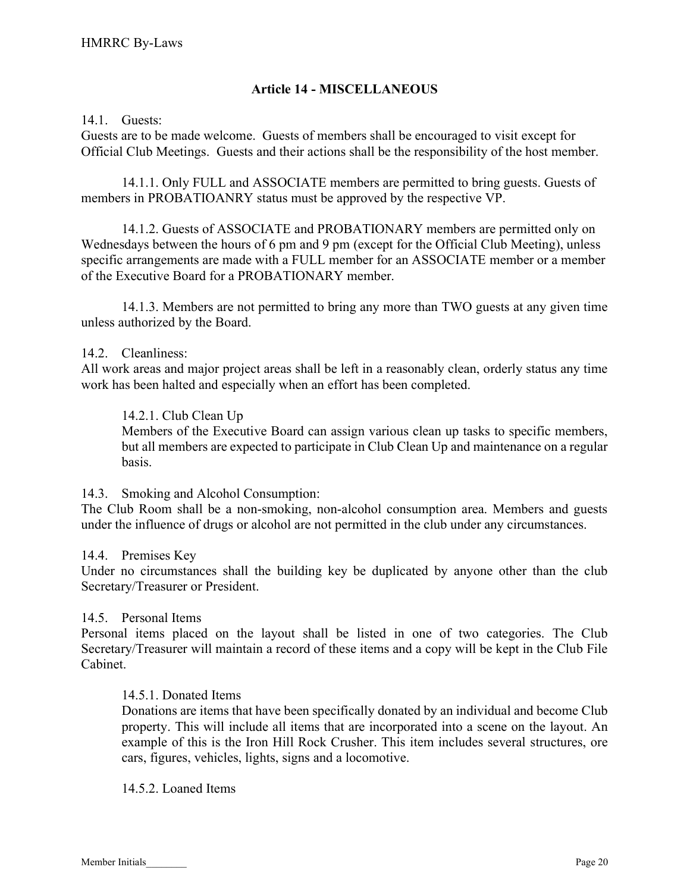## Article 14 - MISCELLANEOUS

14.1. Guests:
Guests are to be made welcome. Guests of members shall be encouraged to visit except for Official Club Meetings. Guests and their actions shall be the responsibility of the host member.

14.1.1. Only FULL and ASSOCIATE members are permitted to bring guests. Guests of members in PROBATIOANRY status must be approved by the respective VP.

14.1.2. Guests of ASSOCIATE and PROBATIONARY members are permitted only on Wednesdays between the hours of 6 pm and 9 pm (except for the Official Club Meeting), unless specific arrangements are made with a FULL member for an ASSOCIATE member or a member of the Executive Board for a PROBATIONARY member.

14.1.3. Members are not permitted to bring any more than TWO guests at any given time unless authorized by the Board.

14.2. Cleanliness:
All work areas and major project areas shall be left in a reasonably clean, orderly status any time work has been halted and especially when an effort has been completed.

14.2.1. Club Clean Up
Members of the Executive Board can assign various clean up tasks to specific members, but all members are expected to participate in Club Clean Up and maintenance on a regular basis.

14.3. Smoking and Alcohol Consumption:
The Club Room shall be a non-smoking, non-alcohol consumption area. Members and guests under the influence of drugs or alcohol are not permitted in the club under any circumstances.

14.4. Premises Key
Under no circumstances shall the building key be duplicated by anyone other than the club Secretary/Treasurer or President.

14.5. Personal Items
Personal items placed on the layout shall be listed in one of two categories. The Club Secretary/Treasurer will maintain a record of these items and a copy will be kept in the Club File Cabinet.

14.5.1. Donated Items
Donations are items that have been specifically donated by an individual and become Club property. This will include all items that are incorporated into a scene on the layout. An example of this is the Iron Hill Rock Crusher. This item includes several structures, ore cars, figures, vehicles, lights, signs and a locomotive.

14.5.2. Loaned Items

Member Initials________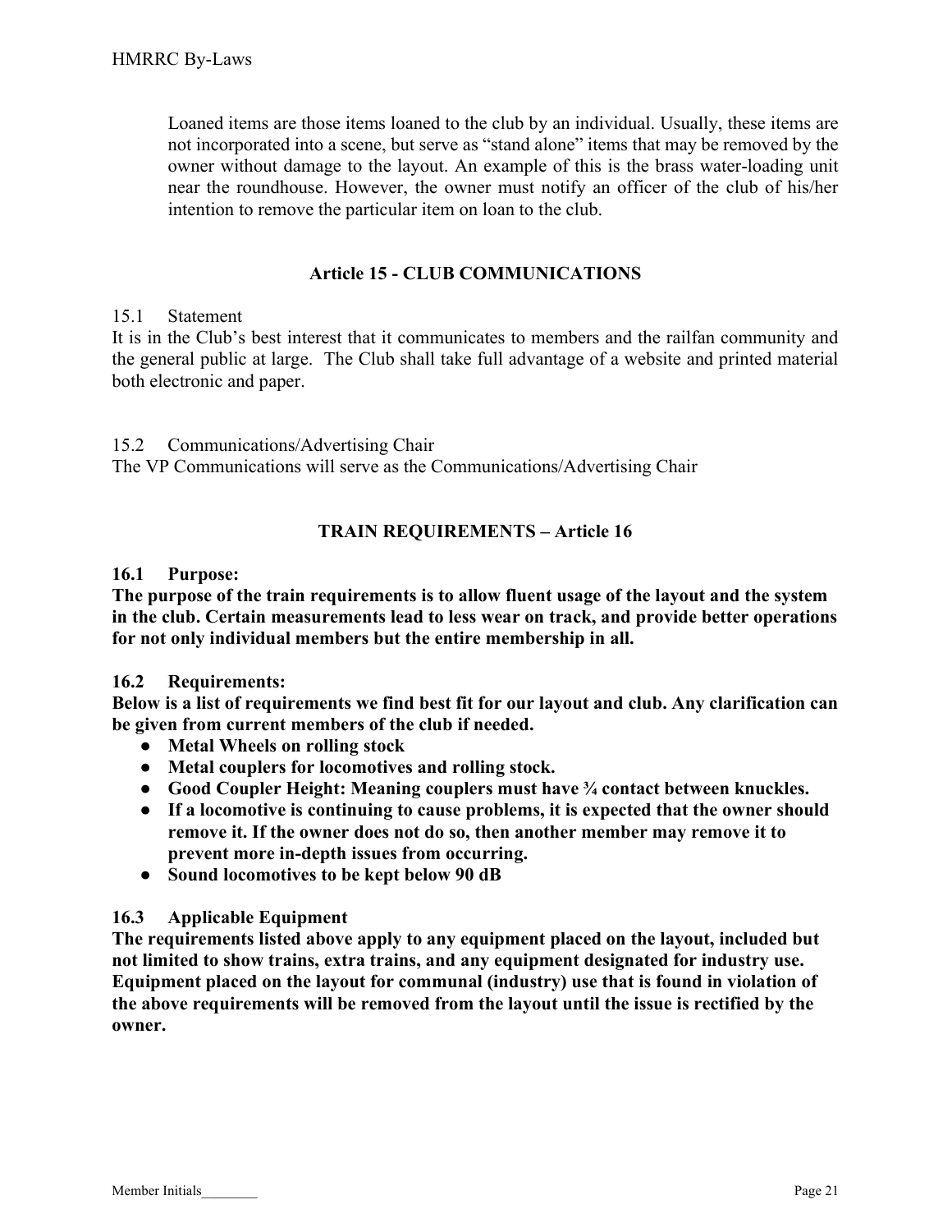Loaned items are those items loaned to the club by an individual. Usually, these items are not incorporated into a scene, but serve as "stand alone" items that may be removed by the owner without damage to the layout. An example of this is the brass water-loading unit near the roundhouse. However, the owner must notify an officer of the club of his/her intention to remove the particular item on loan to the club.

## Article 15 - CLUB COMMUNICATIONS

15.1 Statement

It is in the Club's best interest that it communicates to members and the railfan community and the general public at large. The Club shall take full advantage of a website and printed material both electronic and paper.

15.2 Communications/Advertising Chair

The VP Communications will serve as the Communications/Advertising Chair

## TRAIN REQUIREMENTS – Article 16

**16.1 Purpose:**

**The purpose of the train requirements is to allow fluent usage of the layout and the system in the club. Certain measurements lead to less wear on track, and provide better operations for not only individual members but the entire membership in all.**

**16.2 Requirements:**

**Below is a list of requirements we find best fit for our layout and club. Any clarification can be given from current members of the club if needed.**

- **Metal Wheels on rolling stock**
- **Metal couplers for locomotives and rolling stock.**
- **Good Coupler Height: Meaning couplers must have ¾ contact between knuckles.**
- **If a locomotive is continuing to cause problems, it is expected that the owner should remove it. If the owner does not do so, then another member may remove it to prevent more in-depth issues from occurring.**
- **Sound locomotives to be kept below 90 dB**

**16.3 Applicable Equipment**

**The requirements listed above apply to any equipment placed on the layout, included but not limited to show trains, extra trains, and any equipment designated for industry use. Equipment placed on the layout for communal (industry) use that is found in violation of the above requirements will be removed from the layout until the issue is rectified by the owner.**

Member Initials________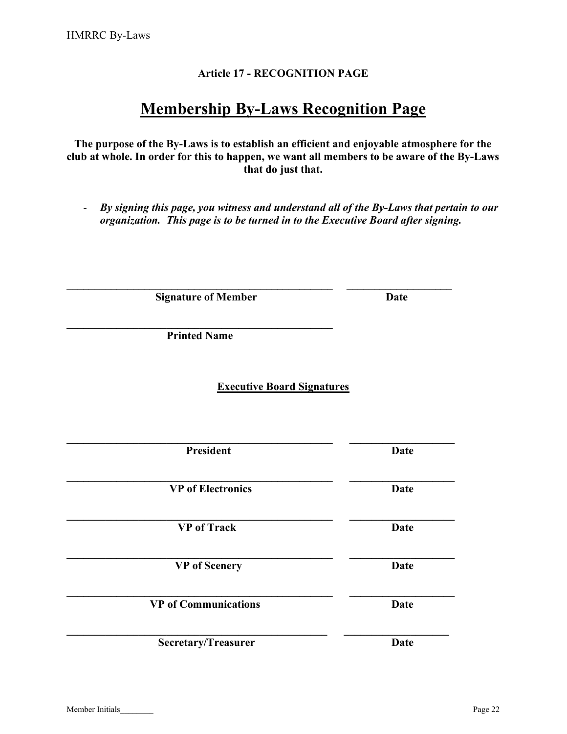**Article 17 - RECOGNITION PAGE**

# Membership By-Laws Recognition Page

**The purpose of the By-Laws is to establish an efficient and enjoyable atmosphere for the club at whole. In order for this to happen, we want all members to be aware of the By-Laws that do just that.**

- ***By signing this page, you witness and understand all of the By-Laws that pertain to our organization. This page is to be turned in to the Executive Board after signing.***

\_\_\_\_\_\_\_\_\_\_\_\_\_\_\_\_\_\_\_\_\_\_\_\_\_\_\_\_\_\_\_\_\_\_\_\_\_\_\_\_\_\_\_\_\_\_\_\_\_\_ \_\_\_\_\_\_\_\_\_\_\_\_\_\_\_\_\_\_\_\_
**Signature of Member** **Date**

\_\_\_\_\_\_\_\_\_\_\_\_\_\_\_\_\_\_\_\_\_\_\_\_\_\_\_\_\_\_\_\_\_\_\_\_\_\_\_\_\_\_\_\_\_\_\_\_\_\_
**Printed Name**

**Executive Board Signatures**

\_\_\_\_\_\_\_\_\_\_\_\_\_\_\_\_\_\_\_\_\_\_\_\_\_\_\_\_\_\_\_\_\_\_\_\_\_\_\_\_\_\_\_\_\_\_\_\_\_\_ \_\_\_\_\_\_\_\_\_\_\_\_\_\_\_\_\_\_\_\_
**President** **Date**

\_\_\_\_\_\_\_\_\_\_\_\_\_\_\_\_\_\_\_\_\_\_\_\_\_\_\_\_\_\_\_\_\_\_\_\_\_\_\_\_\_\_\_\_\_\_\_\_\_\_ \_\_\_\_\_\_\_\_\_\_\_\_\_\_\_\_\_\_\_\_
**VP of Electronics** **Date**

\_\_\_\_\_\_\_\_\_\_\_\_\_\_\_\_\_\_\_\_\_\_\_\_\_\_\_\_\_\_\_\_\_\_\_\_\_\_\_\_\_\_\_\_\_\_\_\_\_\_ \_\_\_\_\_\_\_\_\_\_\_\_\_\_\_\_\_\_\_\_
**VP of Track** **Date**

\_\_\_\_\_\_\_\_\_\_\_\_\_\_\_\_\_\_\_\_\_\_\_\_\_\_\_\_\_\_\_\_\_\_\_\_\_\_\_\_\_\_\_\_\_\_\_\_\_\_ \_\_\_\_\_\_\_\_\_\_\_\_\_\_\_\_\_\_\_\_
**VP of Scenery** **Date**

\_\_\_\_\_\_\_\_\_\_\_\_\_\_\_\_\_\_\_\_\_\_\_\_\_\_\_\_\_\_\_\_\_\_\_\_\_\_\_\_\_\_\_\_\_\_\_\_\_\_ \_\_\_\_\_\_\_\_\_\_\_\_\_\_\_\_\_\_\_\_
**VP of Communications** **Date**

\_\_\_\_\_\_\_\_\_\_\_\_\_\_\_\_\_\_\_\_\_\_\_\_\_\_\_\_\_\_\_\_\_\_\_\_\_\_\_\_\_\_\_\_\_\_\_\_\_\_ \_\_\_\_\_\_\_\_\_\_\_\_\_\_\_\_\_\_\_\_
**Secretary/Treasurer** **Date**

Member Initials________